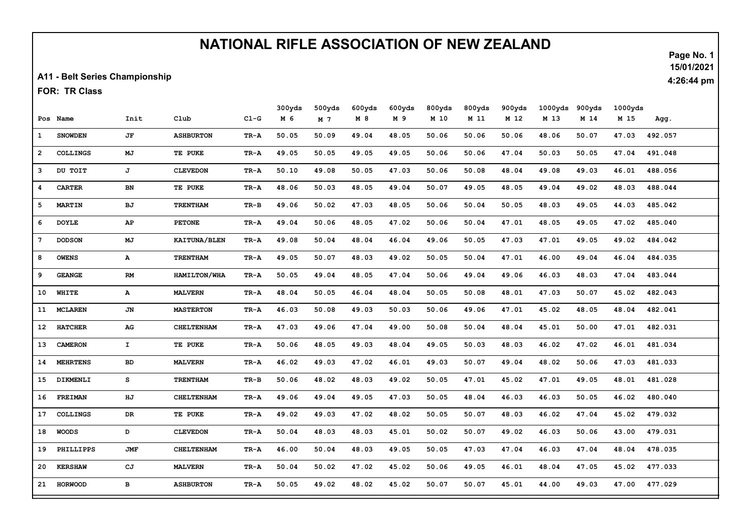# NATIONAL RIFLE ASSOCIATION OF NEW ZEALAND

**A11 - Belt Series Championship**

**FOR: TR Class**

15/01/2021
4:26:44 pm

| Pos | Name | Init | Club | Cl-G | 300yds M 6 | 500yds M 7 | 600yds M 8 | 600yds M 9 | 800yds M 10 | 800yds M 11 | 900yds M 12 | 1000yds M 13 | 900yds M 14 | 1000yds M 15 | Agg. |
|---|---|---|---|---|---|---|---|---|---|---|---|---|---|---|---|
| 1 | SNOWDEN | JF | ASHBURTON | TR-A | 50.05 | 50.09 | 49.04 | 48.05 | 50.06 | 50.06 | 50.06 | 48.06 | 50.07 | 47.03 | 492.057 |
| 2 | COLLINGS | MJ | TE PUKE | TR-A | 49.05 | 50.05 | 49.05 | 49.05 | 50.06 | 50.06 | 47.04 | 50.03 | 50.05 | 47.04 | 491.048 |
| 3 | DU TOIT | J | CLEVEDON | TR-A | 50.10 | 49.08 | 50.05 | 47.03 | 50.06 | 50.08 | 48.04 | 49.08 | 49.03 | 46.01 | 488.056 |
| 4 | CARTER | BN | TE PUKE | TR-A | 48.06 | 50.03 | 48.05 | 49.04 | 50.07 | 49.05 | 48.05 | 49.04 | 49.02 | 48.03 | 488.044 |
| 5 | MARTIN | BJ | TRENTHAM | TR-B | 49.06 | 50.02 | 47.03 | 48.05 | 50.06 | 50.04 | 50.05 | 48.03 | 49.05 | 44.03 | 485.042 |
| 6 | DOYLE | AP | PETONE | TR-A | 49.04 | 50.06 | 48.05 | 47.02 | 50.06 | 50.04 | 47.01 | 48.05 | 49.05 | 47.02 | 485.040 |
| 7 | DODSON | MJ | KAITUNA/BLEN | TR-A | 49.08 | 50.04 | 48.04 | 46.04 | 49.06 | 50.05 | 47.03 | 47.01 | 49.05 | 49.02 | 484.042 |
| 8 | OWENS | A | TRENTHAM | TR-A | 49.05 | 50.07 | 48.03 | 49.02 | 50.05 | 50.04 | 47.01 | 46.00 | 49.04 | 46.04 | 484.035 |
| 9 | GEANGE | RM | HAMILTON/WHA | TR-A | 50.05 | 49.04 | 48.05 | 47.04 | 50.06 | 49.04 | 49.06 | 46.03 | 48.03 | 47.04 | 483.044 |
| 10 | WHITE | A | MALVERN | TR-A | 48.04 | 50.05 | 46.04 | 48.04 | 50.05 | 50.08 | 48.01 | 47.03 | 50.07 | 45.02 | 482.043 |
| 11 | MCLAREN | JN | MASTERTON | TR-A | 46.03 | 50.08 | 49.03 | 50.03 | 50.06 | 49.06 | 47.01 | 45.02 | 48.05 | 48.04 | 482.041 |
| 12 | HATCHER | AG | CHELTENHAM | TR-A | 47.03 | 49.06 | 47.04 | 49.00 | 50.08 | 50.04 | 48.04 | 45.01 | 50.00 | 47.01 | 482.031 |
| 13 | CAMERON | I | TE PUKE | TR-A | 50.06 | 48.05 | 49.03 | 48.04 | 49.05 | 50.03 | 48.03 | 46.02 | 47.02 | 46.01 | 481.034 |
| 14 | MEHRTENS | BD | MALVERN | TR-A | 46.02 | 49.03 | 47.02 | 46.01 | 49.03 | 50.07 | 49.04 | 48.02 | 50.06 | 47.03 | 481.033 |
| 15 | DIKMENLI | S | TRENTHAM | TR-B | 50.06 | 48.02 | 48.03 | 49.02 | 50.05 | 47.01 | 45.02 | 47.01 | 49.05 | 48.01 | 481.028 |
| 16 | FREIMAN | HJ | CHELTENHAM | TR-A | 49.06 | 49.04 | 49.05 | 47.03 | 50.05 | 48.04 | 46.03 | 46.03 | 50.05 | 46.02 | 480.040 |
| 17 | COLLINGS | DR | TE PUKE | TR-A | 49.02 | 49.03 | 47.02 | 48.02 | 50.05 | 50.07 | 48.03 | 46.02 | 47.04 | 45.02 | 479.032 |
| 18 | WOODS | D | CLEVEDON | TR-A | 50.04 | 48.03 | 48.03 | 45.01 | 50.02 | 50.07 | 49.02 | 46.03 | 50.06 | 43.00 | 479.031 |
| 19 | PHILLIPPS | JMF | CHELTENHAM | TR-A | 46.00 | 50.04 | 48.03 | 49.05 | 50.05 | 47.03 | 47.04 | 46.03 | 47.04 | 48.04 | 478.035 |
| 20 | KERSHAW | CJ | MALVERN | TR-A | 50.04 | 50.02 | 47.02 | 45.02 | 50.06 | 49.05 | 46.01 | 48.04 | 47.05 | 45.02 | 477.033 |
| 21 | HORWOOD | B | ASHBURTON | TR-A | 50.05 | 49.02 | 48.02 | 45.02 | 50.07 | 50.07 | 45.01 | 44.00 | 49.03 | 47.00 | 477.029 |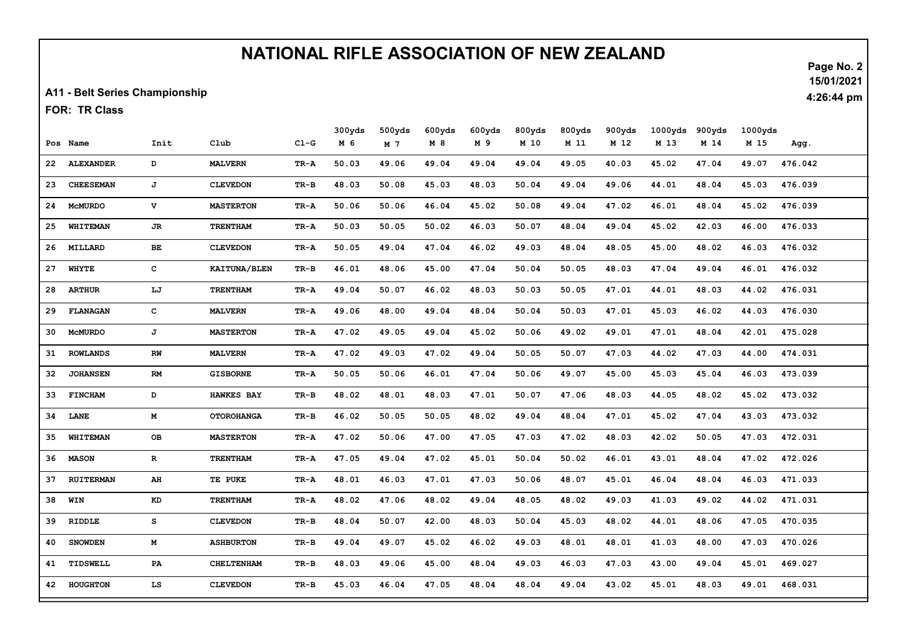# NATIONAL RIFLE ASSOCIATION OF NEW ZEALAND

**A11 - Belt Series Championship**

**FOR: TR Class**

15/01/2021
4:26:44 pm

| Pos | Name | Init | Club | Cl-G | 300yds M 6 | 500yds M 7 | 600yds M 8 | 600yds M 9 | 800yds M 10 | 800yds M 11 | 900yds M 12 | 1000yds M 13 | 900yds M 14 | 1000yds M 15 | Agg. |
|---|---|---|---|---|---|---|---|---|---|---|---|---|---|---|---|
| 22 | ALEXANDER | D | MALVERN | TR-A | 50.03 | 49.06 | 49.04 | 49.04 | 49.04 | 49.05 | 40.03 | 45.02 | 47.04 | 49.07 | 476.042 |
| 23 | CHEESEMAN | J | CLEVEDON | TR-B | 48.03 | 50.08 | 45.03 | 48.03 | 50.04 | 49.04 | 49.06 | 44.01 | 48.04 | 45.03 | 476.039 |
| 24 | McMURDO | V | MASTERTON | TR-A | 50.06 | 50.06 | 46.04 | 45.02 | 50.08 | 49.04 | 47.02 | 46.01 | 48.04 | 45.02 | 476.039 |
| 25 | WHITEMAN | JR | TRENTHAM | TR-A | 50.03 | 50.05 | 50.02 | 46.03 | 50.07 | 48.04 | 49.04 | 45.02 | 42.03 | 46.00 | 476.033 |
| 26 | MILLARD | BE | CLEVEDON | TR-A | 50.05 | 49.04 | 47.04 | 46.02 | 49.03 | 48.04 | 48.05 | 45.00 | 48.02 | 46.03 | 476.032 |
| 27 | WHYTE | C | KAITUNA/BLEN | TR-B | 46.01 | 48.06 | 45.00 | 47.04 | 50.04 | 50.05 | 48.03 | 47.04 | 49.04 | 46.01 | 476.032 |
| 28 | ARTHUR | LJ | TRENTHAM | TR-A | 49.04 | 50.07 | 46.02 | 48.03 | 50.03 | 50.05 | 47.01 | 44.01 | 48.03 | 44.02 | 476.031 |
| 29 | FLANAGAN | C | MALVERN | TR-A | 49.06 | 48.00 | 49.04 | 48.04 | 50.04 | 50.03 | 47.01 | 45.03 | 46.02 | 44.03 | 476.030 |
| 30 | McMURDO | J | MASTERTON | TR-A | 47.02 | 49.05 | 49.04 | 45.02 | 50.06 | 49.02 | 49.01 | 47.01 | 48.04 | 42.01 | 475.028 |
| 31 | ROWLANDS | RW | MALVERN | TR-A | 47.02 | 49.03 | 47.02 | 49.04 | 50.05 | 50.07 | 47.03 | 44.02 | 47.03 | 44.00 | 474.031 |
| 32 | JOHANSEN | RM | GISBORNE | TR-A | 50.05 | 50.06 | 46.01 | 47.04 | 50.06 | 49.07 | 45.00 | 45.03 | 45.04 | 46.03 | 473.039 |
| 33 | FINCHAM | D | HAWKES BAY | TR-B | 48.02 | 48.01 | 48.03 | 47.01 | 50.07 | 47.06 | 48.03 | 44.05 | 48.02 | 45.02 | 473.032 |
| 34 | LANE | M | OTOROHANGA | TR-B | 46.02 | 50.05 | 50.05 | 48.02 | 49.04 | 48.04 | 47.01 | 45.02 | 47.04 | 43.03 | 473.032 |
| 35 | WHITEMAN | OB | MASTERTON | TR-A | 47.02 | 50.06 | 47.00 | 47.05 | 47.03 | 47.02 | 48.03 | 42.02 | 50.05 | 47.03 | 472.031 |
| 36 | MASON | R | TRENTHAM | TR-A | 47.05 | 49.04 | 47.02 | 45.01 | 50.04 | 50.02 | 46.01 | 43.01 | 48.04 | 47.02 | 472.026 |
| 37 | RUITERMAN | AH | TE PUKE | TR-A | 48.01 | 46.03 | 47.01 | 47.03 | 50.06 | 48.07 | 45.01 | 46.04 | 48.04 | 46.03 | 471.033 |
| 38 | WIN | KD | TRENTHAM | TR-A | 48.02 | 47.06 | 48.02 | 49.04 | 48.05 | 48.02 | 49.03 | 41.03 | 49.02 | 44.02 | 471.031 |
| 39 | RIDDLE | S | CLEVEDON | TR-B | 48.04 | 50.07 | 42.00 | 48.03 | 50.04 | 45.03 | 48.02 | 44.01 | 48.06 | 47.05 | 470.035 |
| 40 | SNOWDEN | M | ASHBURTON | TR-B | 49.04 | 49.07 | 45.02 | 46.02 | 49.03 | 48.01 | 48.01 | 41.03 | 48.00 | 47.03 | 470.026 |
| 41 | TIDSWELL | PA | CHELTENHAM | TR-B | 48.03 | 49.06 | 45.00 | 48.04 | 49.03 | 46.03 | 47.03 | 43.00 | 49.04 | 45.01 | 469.027 |
| 42 | HOUGHTON | LS | CLEVEDON | TR-B | 45.03 | 46.04 | 47.05 | 48.04 | 48.04 | 49.04 | 43.02 | 45.01 | 48.03 | 49.01 | 468.031 |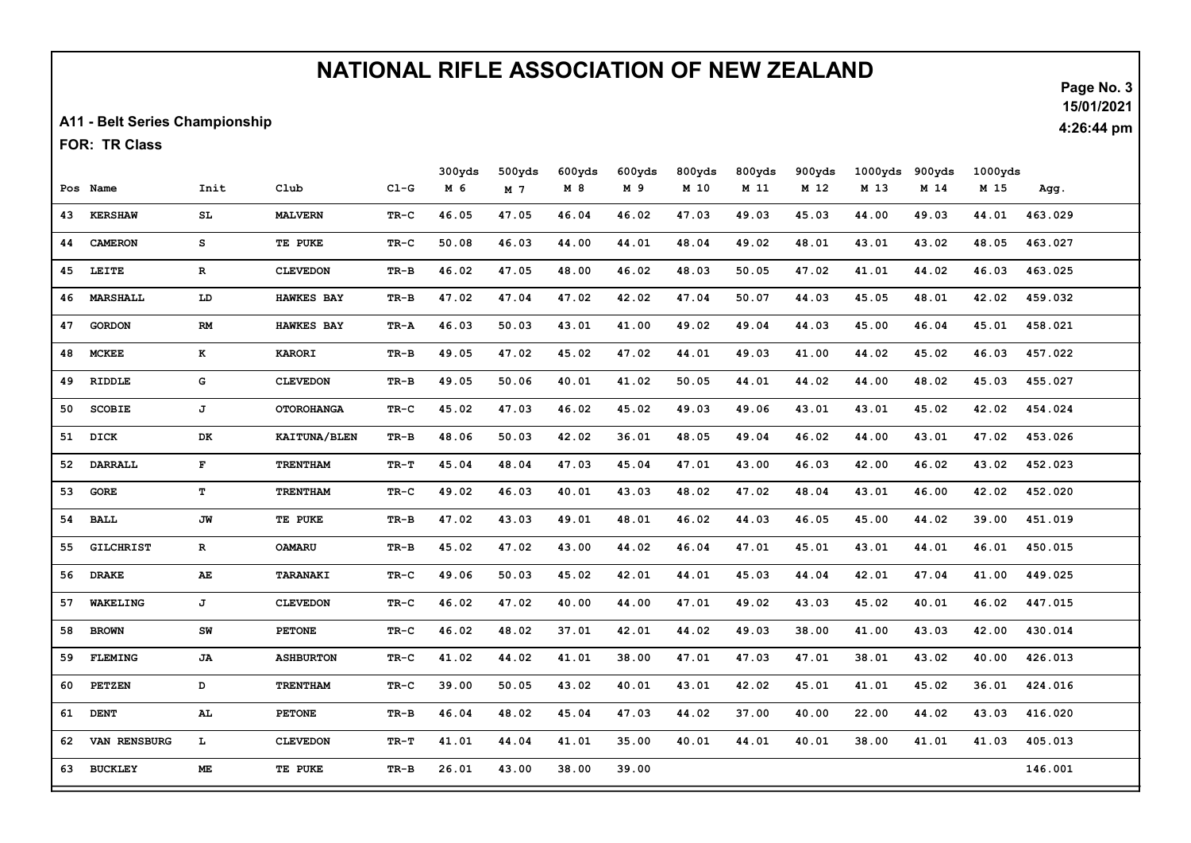# NATIONAL RIFLE ASSOCIATION OF NEW ZEALAND

15/01/2021
4:26:44 pm

**A11 - Belt Series Championship**

**FOR: TR Class**

| Pos | Name | Init | Club | Cl-G | 300yds M 6 | 500yds M 7 | 600yds M 8 | 600yds M 9 | 800yds M 10 | 800yds M 11 | 900yds M 12 | 1000yds M 13 | 900yds M 14 | 1000yds M 15 | Agg. |
|---|---|---|---|---|---|---|---|---|---|---|---|---|---|---|---|
| 43 | KERSHAW | SL | MALVERN | TR-C | 46.05 | 47.05 | 46.04 | 46.02 | 47.03 | 49.03 | 45.03 | 44.00 | 49.03 | 44.01 | 463.029 |
| 44 | CAMERON | S | TE PUKE | TR-C | 50.08 | 46.03 | 44.00 | 44.01 | 48.04 | 49.02 | 48.01 | 43.01 | 43.02 | 48.05 | 463.027 |
| 45 | LEITE | R | CLEVEDON | TR-B | 46.02 | 47.05 | 48.00 | 46.02 | 48.03 | 50.05 | 47.02 | 41.01 | 44.02 | 46.03 | 463.025 |
| 46 | MARSHALL | LD | HAWKES BAY | TR-B | 47.02 | 47.04 | 47.02 | 42.02 | 47.04 | 50.07 | 44.03 | 45.05 | 48.01 | 42.02 | 459.032 |
| 47 | GORDON | RM | HAWKES BAY | TR-A | 46.03 | 50.03 | 43.01 | 41.00 | 49.02 | 49.04 | 44.03 | 45.00 | 46.04 | 45.01 | 458.021 |
| 48 | MCKEE | K | KARORI | TR-B | 49.05 | 47.02 | 45.02 | 47.02 | 44.01 | 49.03 | 41.00 | 44.02 | 45.02 | 46.03 | 457.022 |
| 49 | RIDDLE | G | CLEVEDON | TR-B | 49.05 | 50.06 | 40.01 | 41.02 | 50.05 | 44.01 | 44.02 | 44.00 | 48.02 | 45.03 | 455.027 |
| 50 | SCOBIE | J | OTOROHANGA | TR-C | 45.02 | 47.03 | 46.02 | 45.02 | 49.03 | 49.06 | 43.01 | 43.01 | 45.02 | 42.02 | 454.024 |
| 51 | DICK | DK | KAITUNA/BLEN | TR-B | 48.06 | 50.03 | 42.02 | 36.01 | 48.05 | 49.04 | 46.02 | 44.00 | 43.01 | 47.02 | 453.026 |
| 52 | DARRALL | F | TRENTHAM | TR-T | 45.04 | 48.04 | 47.03 | 45.04 | 47.01 | 43.00 | 46.03 | 42.00 | 46.02 | 43.02 | 452.023 |
| 53 | GORE | T | TRENTHAM | TR-C | 49.02 | 46.03 | 40.01 | 43.03 | 48.02 | 47.02 | 48.04 | 43.01 | 46.00 | 42.02 | 452.020 |
| 54 | BALL | JW | TE PUKE | TR-B | 47.02 | 43.03 | 49.01 | 48.01 | 46.02 | 44.03 | 46.05 | 45.00 | 44.02 | 39.00 | 451.019 |
| 55 | GILCHRIST | R | OAMARU | TR-B | 45.02 | 47.02 | 43.00 | 44.02 | 46.04 | 47.01 | 45.01 | 43.01 | 44.01 | 46.01 | 450.015 |
| 56 | DRAKE | AE | TARANAKI | TR-C | 49.06 | 50.03 | 45.02 | 42.01 | 44.01 | 45.03 | 44.04 | 42.01 | 47.04 | 41.00 | 449.025 |
| 57 | WAKELING | J | CLEVEDON | TR-C | 46.02 | 47.02 | 40.00 | 44.00 | 47.01 | 49.02 | 43.03 | 45.02 | 40.01 | 46.02 | 447.015 |
| 58 | BROWN | SW | PETONE | TR-C | 46.02 | 48.02 | 37.01 | 42.01 | 44.02 | 49.03 | 38.00 | 41.00 | 43.03 | 42.00 | 430.014 |
| 59 | FLEMING | JA | ASHBURTON | TR-C | 41.02 | 44.02 | 41.01 | 38.00 | 47.01 | 47.03 | 47.01 | 38.01 | 43.02 | 40.00 | 426.013 |
| 60 | PETZEN | D | TRENTHAM | TR-C | 39.00 | 50.05 | 43.02 | 40.01 | 43.01 | 42.02 | 45.01 | 41.01 | 45.02 | 36.01 | 424.016 |
| 61 | DENT | AL | PETONE | TR-B | 46.04 | 48.02 | 45.04 | 47.03 | 44.02 | 37.00 | 40.00 | 22.00 | 44.02 | 43.03 | 416.020 |
| 62 | VAN RENSBURG | L | CLEVEDON | TR-T | 41.01 | 44.04 | 41.01 | 35.00 | 40.01 | 44.01 | 40.01 | 38.00 | 41.01 | 41.03 | 405.013 |
| 63 | BUCKLEY | ME | TE PUKE | TR-B | 26.01 | 43.00 | 38.00 | 39.00 | | | | | | | 146.001 |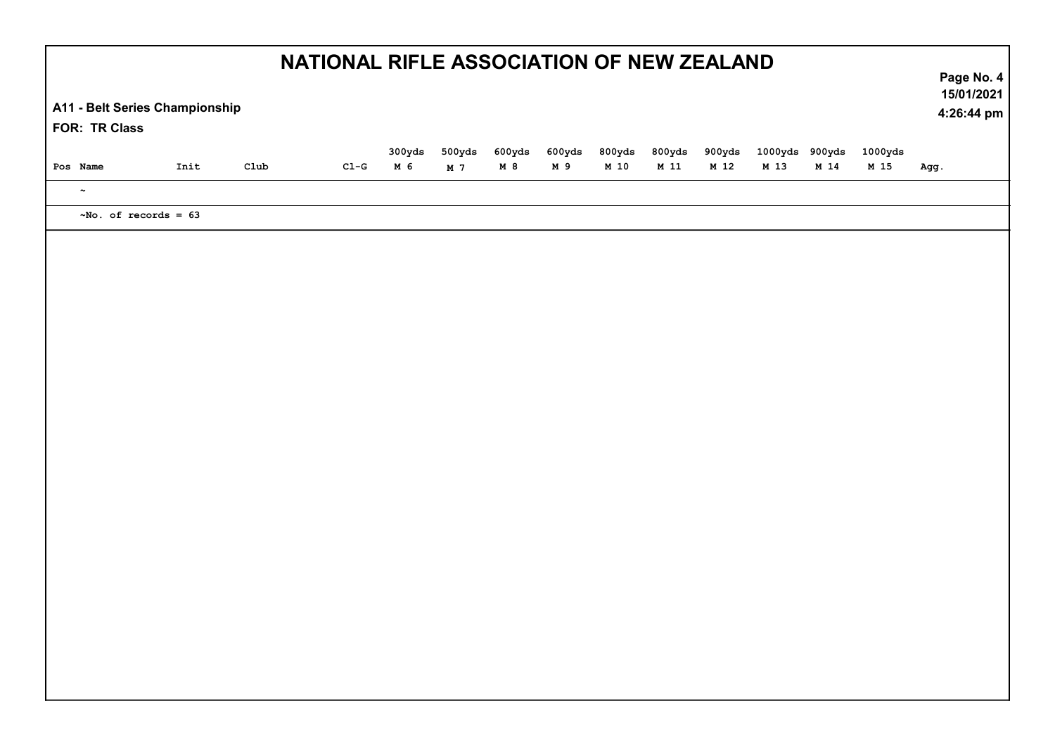# NATIONAL RIFLE ASSOCIATION OF NEW ZEALAND

**A11 - Belt Series Championship**

**FOR: TR Class**

| Pos | Name | Init | Club | Cl-G | 300yds M 6 | 500yds M 7 | 600yds M 8 | 600yds M 9 | 800yds M 10 | 800yds M 11 | 900yds M 12 | 1000yds M 13 | 900yds M 14 | 1000yds M 15 | Agg. |
|---|---|---|---|---|---|---|---|---|---|---|---|---|---|---|---|
| | ~ | | | | | | | | | | | | | | |
| | ~No. of records = 63 | | | | | | | | | | | | | | |